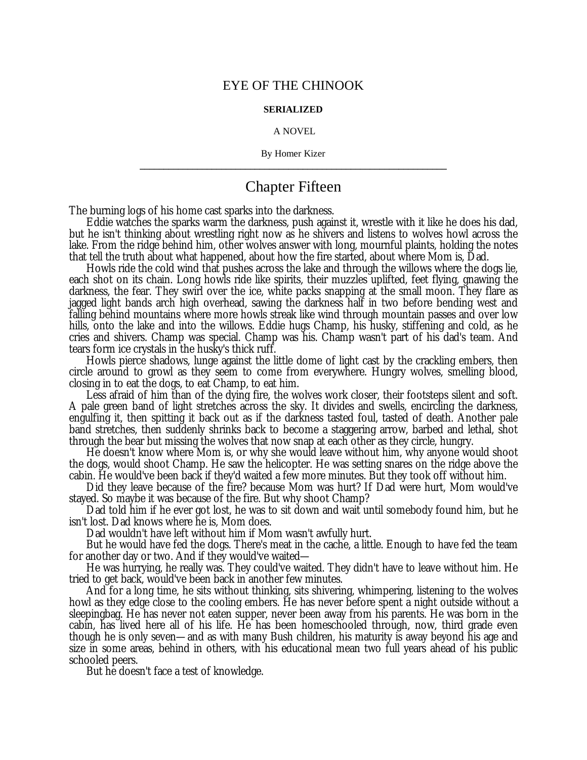# EYE OF THE CHINOOK

**SERIALIZED**

A NOVEL

By Homer Kizer

---

## Chapter Fifteen

The burning logs of his home cast sparks into the darkness.

Eddie watches the sparks warm the darkness, push against it, wrestle with it like he does his dad, but he isn't thinking about wrestling right now as he shivers and listens to wolves howl across the lake. From the ridge behind him, other wolves answer with long, mournful plaints, holding the notes that tell the truth about what happened, about how the fire started, about where Mom is, Dad.

Howls ride the cold wind that pushes across the lake and through the willows where the dogs lie, each shot on its chain. Long howls ride like spirits, their muzzles uplifted, feet flying, gnawing the darkness, the fear. They swirl over the ice, white packs snapping at the small moon. They flare as jagged light bands arch high overhead, sawing the darkness half in two before bending west and falling behind mountains where more howls streak like wind through mountain passes and over low hills, onto the lake and into the willows. Eddie hugs Champ, his husky, stiffening and cold, as he cries and shivers. Champ was special. Champ was his. Champ wasn't part of his dad's team. And tears form ice crystals in the husky's thick ruff.

Howls pierce shadows, lunge against the little dome of light cast by the crackling embers, then circle around to growl as they seem to come from everywhere. Hungry wolves, smelling blood, closing in to eat the dogs, to eat Champ, to eat him.

Less afraid of him than of the dying fire, the wolves work closer, their footsteps silent and soft. A pale green band of light stretches across the sky. It divides and swells, encircling the darkness, engulfing it, then spitting it back out as if the darkness tasted foul, tasted of death. Another pale band stretches, then suddenly shrinks back to become a staggering arrow, barbed and lethal, shot through the bear but missing the wolves that now snap at each other as they circle, hungry.

He doesn't know where Mom is, or why she would leave without him, why anyone would shoot the dogs, would shoot Champ. He saw the helicopter. He was setting snares on the ridge above the cabin. He would've been back if they'd waited a few more minutes. But they took off without him.

Did they leave because of the fire? because Mom was hurt? If Dad were hurt, Mom would've stayed. So maybe it was because of the fire. But why shoot Champ?

Dad told him if he ever got lost, he was to sit down and wait until somebody found him, but he isn't lost. Dad knows where he is, Mom does.

Dad wouldn't have left without him if Mom wasn't awfully hurt.

But he would have fed the dogs. There's meat in the cache, a little. Enough to have fed the team for another day or two. And if they would've waited—

He was hurrying, he really was. They could've waited. They didn't have to leave without him. He tried to get back, would've been back in another few minutes.

And for a long time, he sits without thinking, sits shivering, whimpering, listening to the wolves howl as they edge close to the cooling embers. He has never before spent a night outside without a sleepingbag. He has never not eaten supper, never been away from his parents. He was born in the cabin, has lived here all of his life. He has been homeschooled through, now, third grade even though he is only seven—and as with many Bush children, his maturity is away beyond his age and size in some areas, behind in others, with his educational mean two full years ahead of his public schooled peers.

But he doesn't face a test of knowledge.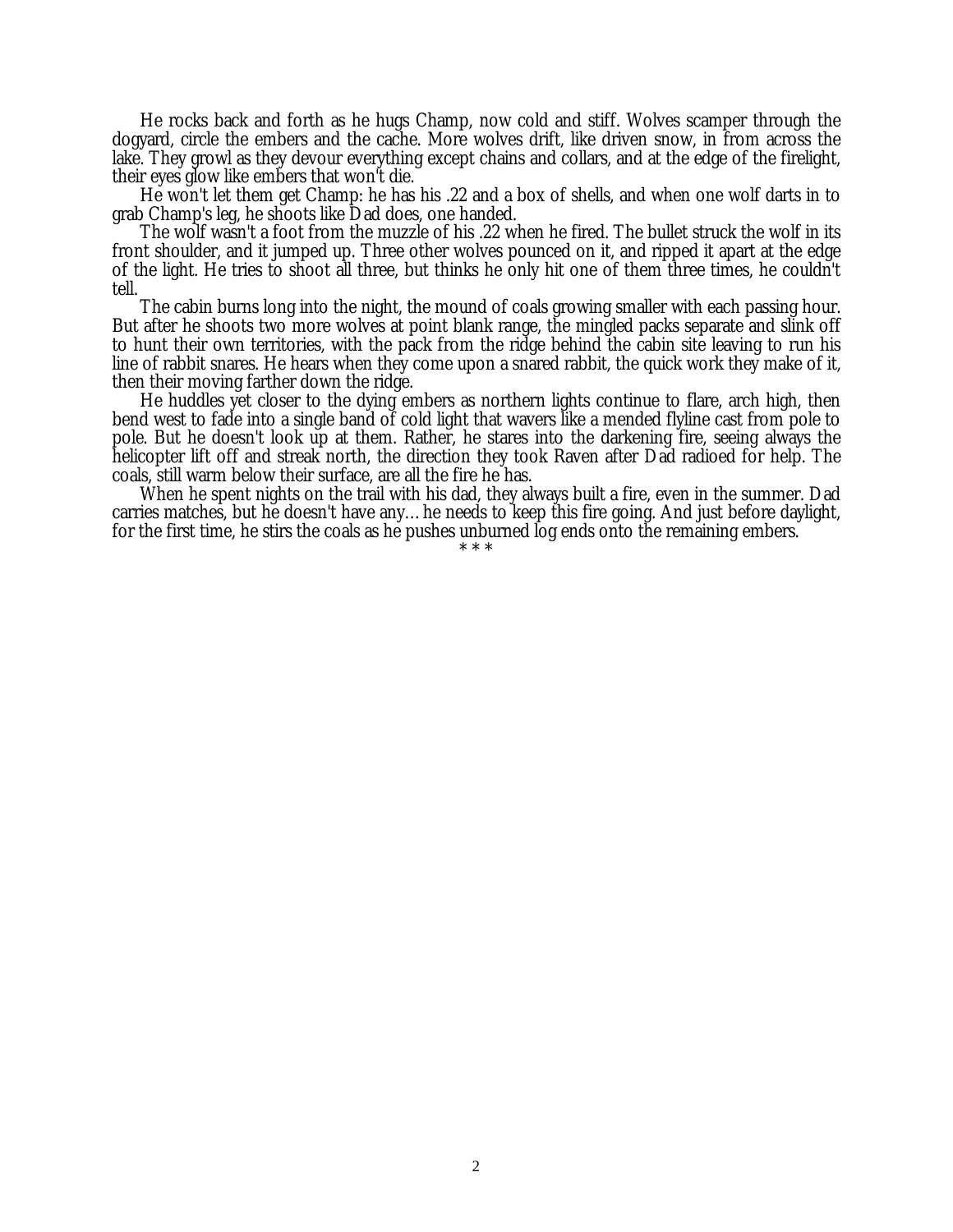He rocks back and forth as he hugs Champ, now cold and stiff. Wolves scamper through the dogyard, circle the embers and the cache. More wolves drift, like driven snow, in from across the lake. They growl as they devour everything except chains and collars, and at the edge of the firelight, their eyes glow like embers that won't die.

He won't let them get Champ: he has his .22 and a box of shells, and when one wolf darts in to grab Champ's leg, he shoots like Dad does, one handed.

The wolf wasn't a foot from the muzzle of his .22 when he fired. The bullet struck the wolf in its front shoulder, and it jumped up. Three other wolves pounced on it, and ripped it apart at the edge of the light. He tries to shoot all three, but thinks he only hit one of them three times, he couldn't tell.

The cabin burns long into the night, the mound of coals growing smaller with each passing hour. But after he shoots two more wolves at point blank range, the mingled packs separate and slink off to hunt their own territories, with the pack from the ridge behind the cabin site leaving to run his line of rabbit snares. He hears when they come upon a snared rabbit, the quick work they make of it, then their moving farther down the ridge.

He huddles yet closer to the dying embers as northern lights continue to flare, arch high, then bend west to fade into a single band of cold light that wavers like a mended flyline cast from pole to pole. But he doesn't look up at them. Rather, he stares into the darkening fire, seeing always the helicopter lift off and streak north, the direction they took Raven after Dad radioed for help. The coals, still warm below their surface, are all the fire he has.

When he spent nights on the trail with his dad, they always built a fire, even in the summer. Dad carries matches, but he doesn't have any... he needs to keep this fire going. And just before daylight, for the first time, he stirs the coals as he pushes unburned log ends onto the remaining embers.

\* \* \*